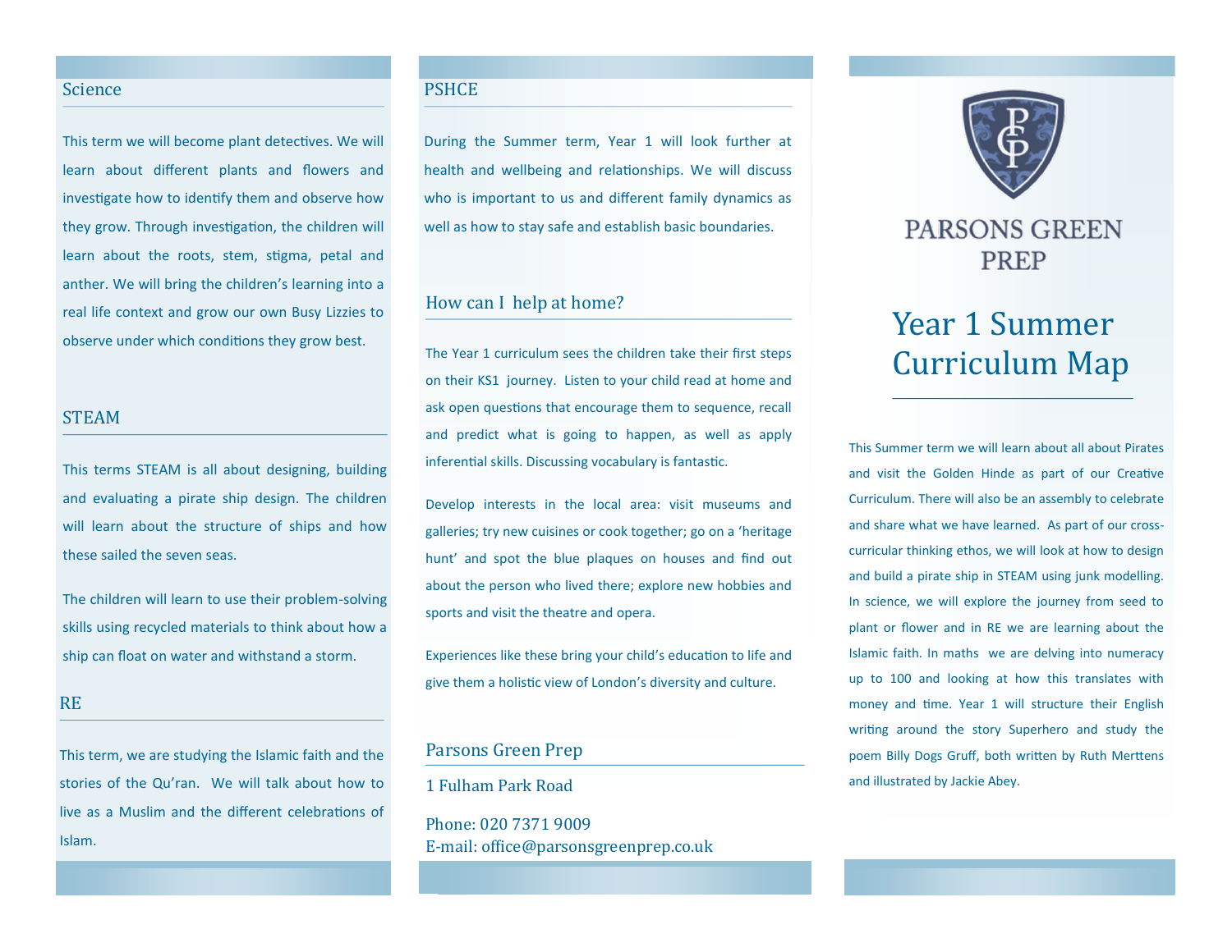# PARSONS GREEN PREP

# Year 1 Summer Curriculum Map

This Summer term we will learn about all about Pirates and visit the Golden Hinde as part of our Creative Curriculum. There will also be an assembly to celebrate and share what we have learned. As part of our cross-curricular thinking ethos, we will look at how to design and build a pirate ship in STEAM using junk modelling. In science, we will explore the journey from seed to plant or flower and in RE we are learning about the Islamic faith. In maths we are delving into numeracy up to 100 and looking at how this translates with money and time. Year 1 will structure their English writing around the story Superhero and study the poem Billy Dogs Gruff, both written by Ruth Merttens and illustrated by Jackie Abey.

## Science

This term we will become plant detectives. We will learn about different plants and flowers and investigate how to identify them and observe how they grow. Through investigation, the children will learn about the roots, stem, stigma, petal and anther. We will bring the children's learning into a real life context and grow our own Busy Lizzies to observe under which conditions they grow best.

## STEAM

This terms STEAM is all about designing, building and evaluating a pirate ship design. The children will learn about the structure of ships and how these sailed the seven seas.

The children will learn to use their problem-solving skills using recycled materials to think about how a ship can float on water and withstand a storm.

## RE

This term, we are studying the Islamic faith and the stories of the Qu'ran. We will talk about how to live as a Muslim and the different celebrations of Islam.

## PSHCE

During the Summer term, Year 1 will look further at health and wellbeing and relationships. We will discuss who is important to us and different family dynamics as well as how to stay safe and establish basic boundaries.

## How can I help at home?

The Year 1 curriculum sees the children take their first steps on their KS1 journey. Listen to your child read at home and ask open questions that encourage them to sequence, recall and predict what is going to happen, as well as apply inferential skills. Discussing vocabulary is fantastic.

Develop interests in the local area: visit museums and galleries; try new cuisines or cook together; go on a 'heritage hunt' and spot the blue plaques on houses and find out about the person who lived there; explore new hobbies and sports and visit the theatre and opera.

Experiences like these bring your child's education to life and give them a holistic view of London's diversity and culture.

## Parsons Green Prep

1 Fulham Park Road

Phone: 020 7371 9009
E-mail: office@parsonsgreenprep.co.uk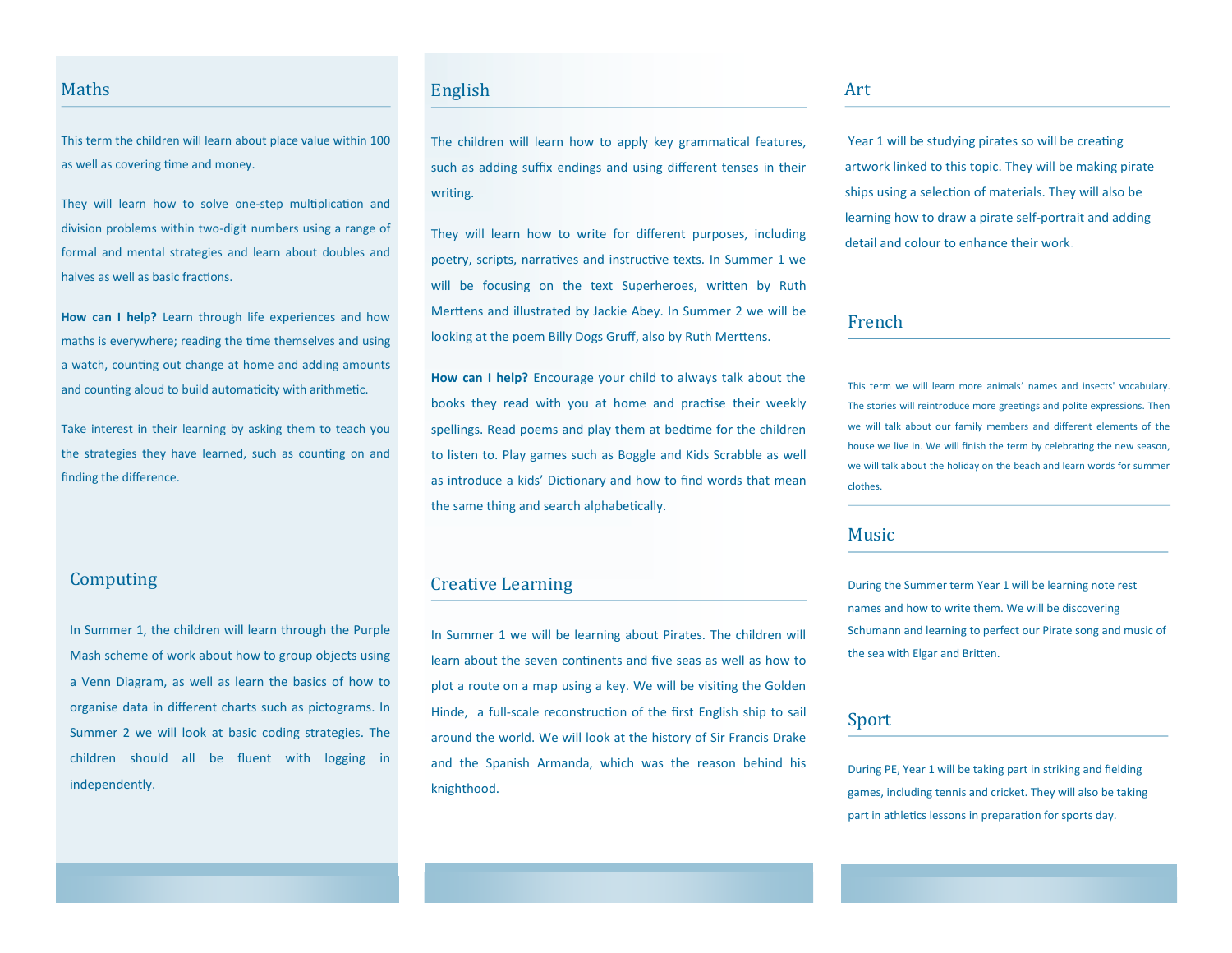## Maths

This term the children will learn about place value within 100 as well as covering time and money.

They will learn how to solve one-step multiplication and division problems within two-digit numbers using a range of formal and mental strategies and learn about doubles and halves as well as basic fractions.

**How can I help?** Learn through life experiences and how maths is everywhere; reading the time themselves and using a watch, counting out change at home and adding amounts and counting aloud to build automaticity with arithmetic.

Take interest in their learning by asking them to teach you the strategies they have learned, such as counting on and finding the difference.

## Computing

In Summer 1, the children will learn through the Purple Mash scheme of work about how to group objects using a Venn Diagram, as well as learn the basics of how to organise data in different charts such as pictograms. In Summer 2 we will look at basic coding strategies. The children should all be fluent with logging in independently.

## English

The children will learn how to apply key grammatical features, such as adding suffix endings and using different tenses in their writing.

They will learn how to write for different purposes, including poetry, scripts, narratives and instructive texts. In Summer 1 we will be focusing on the text Superheroes, written by Ruth Merttens and illustrated by Jackie Abey. In Summer 2 we will be looking at the poem Billy Dogs Gruff, also by Ruth Merttens.

**How can I help?** Encourage your child to always talk about the books they read with you at home and practise their weekly spellings. Read poems and play them at bedtime for the children to listen to. Play games such as Boggle and Kids Scrabble as well as introduce a kids' Dictionary and how to find words that mean the same thing and search alphabetically.

## Creative Learning

In Summer 1 we will be learning about Pirates. The children will learn about the seven continents and five seas as well as how to plot a route on a map using a key. We will be visiting the Golden Hinde, a full-scale reconstruction of the first English ship to sail around the world. We will look at the history of Sir Francis Drake and the Spanish Armanda, which was the reason behind his knighthood.

## Art

Year 1 will be studying pirates so will be creating artwork linked to this topic. They will be making pirate ships using a selection of materials. They will also be learning how to draw a pirate self-portrait and adding detail and colour to enhance their work.

## French

This term we will learn more animals' names and insects' vocabulary. The stories will reintroduce more greetings and polite expressions. Then we will talk about our family members and different elements of the house we live in. We will finish the term by celebrating the new season, we will talk about the holiday on the beach and learn words for summer clothes.

## Music

During the Summer term Year 1 will be learning note rest names and how to write them. We will be discovering Schumann and learning to perfect our Pirate song and music of the sea with Elgar and Britten.

## Sport

During PE, Year 1 will be taking part in striking and fielding games, including tennis and cricket. They will also be taking part in athletics lessons in preparation for sports day.